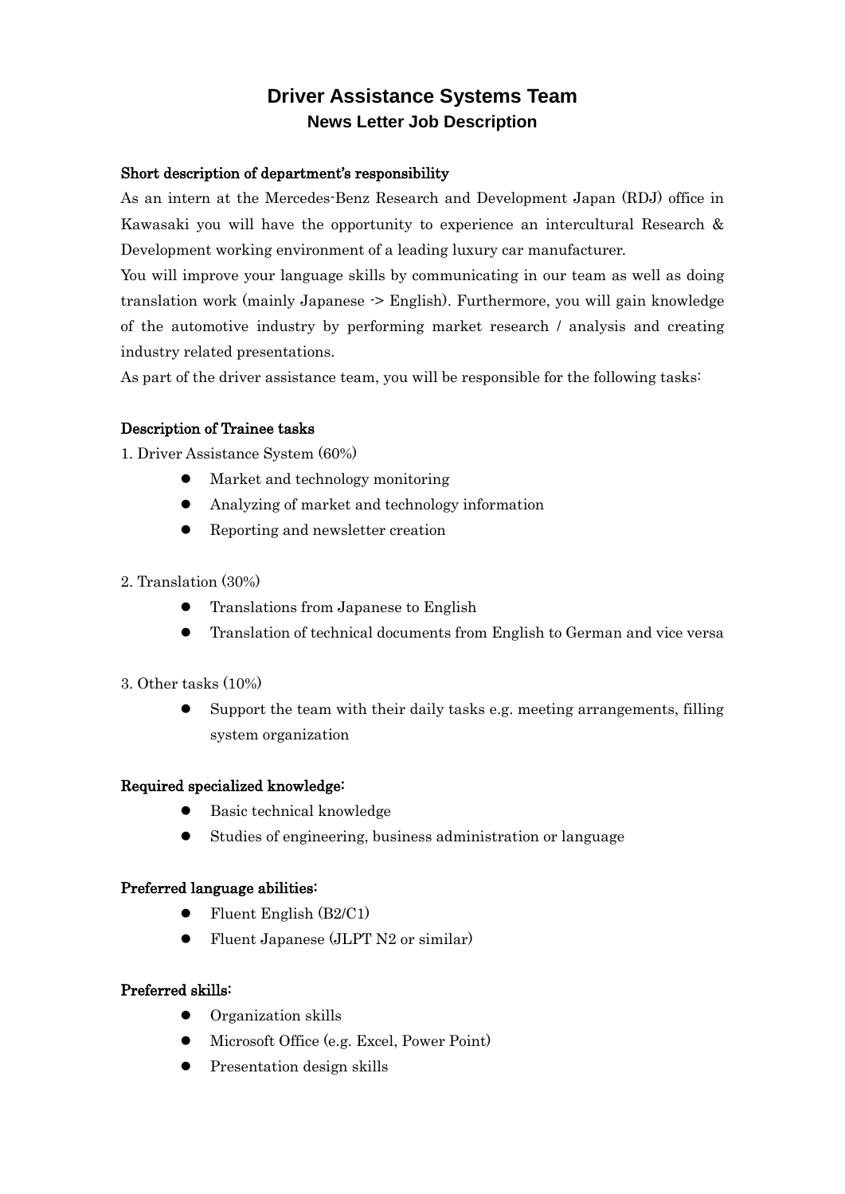# Driver Assistance Systems Team

## News Letter Job Description

**Short description of department's responsibility**

As an intern at the Mercedes-Benz Research and Development Japan (RDJ) office in Kawasaki you will have the opportunity to experience an intercultural Research & Development working environment of a leading luxury car manufacturer.

You will improve your language skills by communicating in our team as well as doing translation work (mainly Japanese -> English). Furthermore, you will gain knowledge of the automotive industry by performing market research / analysis and creating industry related presentations.

As part of the driver assistance team, you will be responsible for the following tasks:

**Description of Trainee tasks**

1. Driver Assistance System (60%)
   - Market and technology monitoring
   - Analyzing of market and technology information
   - Reporting and newsletter creation

2. Translation (30%)
   - Translations from Japanese to English
   - Translation of technical documents from English to German and vice versa

3. Other tasks (10%)
   - Support the team with their daily tasks e.g. meeting arrangements, filling system organization

**Required specialized knowledge:**

- Basic technical knowledge
- Studies of engineering, business administration or language

**Preferred language abilities:**

- Fluent English (B2/C1)
- Fluent Japanese (JLPT N2 or similar)

**Preferred skills:**

- Organization skills
- Microsoft Office (e.g. Excel, Power Point)
- Presentation design skills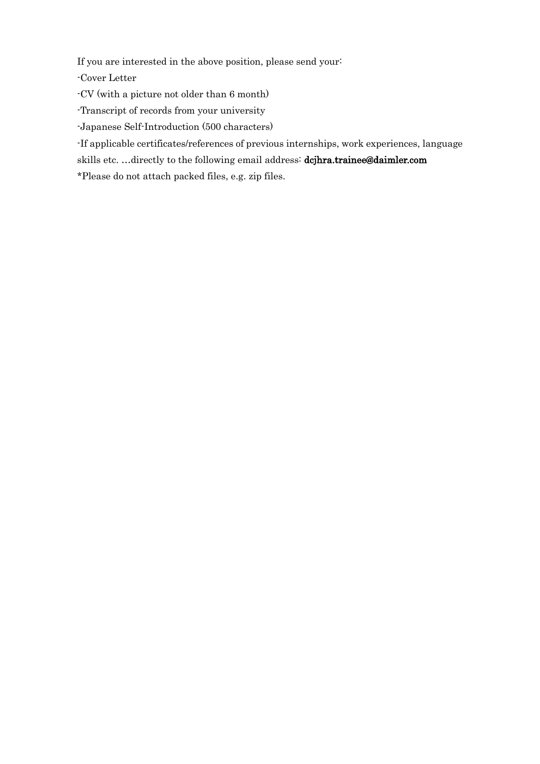If you are interested in the above position, please send your:

-Cover Letter

-CV (with a picture not older than 6 month)

-Transcript of records from your university

-Japanese Self-Introduction (500 characters)

-If applicable certificates/references of previous internships, work experiences, language skills etc. …directly to the following email address: **dcjhra.trainee@daimler.com**

*Please do not attach packed files, e.g. zip files.